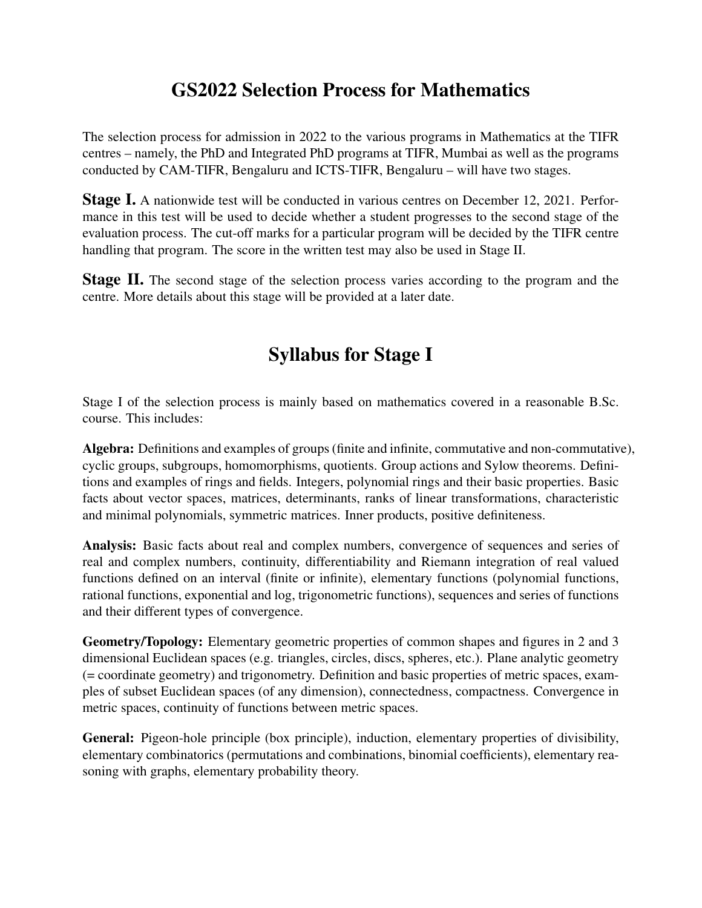# GS2022 Selection Process for Mathematics

The selection process for admission in 2022 to the various programs in Mathematics at the TIFR centres – namely, the PhD and Integrated PhD programs at TIFR, Mumbai as well as the programs conducted by CAM-TIFR, Bengaluru and ICTS-TIFR, Bengaluru – will have two stages.

**Stage I.** A nationwide test will be conducted in various centres on December 12, 2021. Performance in this test will be used to decide whether a student progresses to the second stage of the evaluation process. The cut-off marks for a particular program will be decided by the TIFR centre handling that program. The score in the written test may also be used in Stage II.

**Stage II.** The second stage of the selection process varies according to the program and the centre. More details about this stage will be provided at a later date.

# Syllabus for Stage I

Stage I of the selection process is mainly based on mathematics covered in a reasonable B.Sc. course. This includes:

**Algebra:** Definitions and examples of groups (finite and infinite, commutative and non-commutative), cyclic groups, subgroups, homomorphisms, quotients. Group actions and Sylow theorems. Definitions and examples of rings and fields. Integers, polynomial rings and their basic properties. Basic facts about vector spaces, matrices, determinants, ranks of linear transformations, characteristic and minimal polynomials, symmetric matrices. Inner products, positive definiteness.

**Analysis:** Basic facts about real and complex numbers, convergence of sequences and series of real and complex numbers, continuity, differentiability and Riemann integration of real valued functions defined on an interval (finite or infinite), elementary functions (polynomial functions, rational functions, exponential and log, trigonometric functions), sequences and series of functions and their different types of convergence.

**Geometry/Topology:** Elementary geometric properties of common shapes and figures in 2 and 3 dimensional Euclidean spaces (e.g. triangles, circles, discs, spheres, etc.). Plane analytic geometry (= coordinate geometry) and trigonometry. Definition and basic properties of metric spaces, examples of subset Euclidean spaces (of any dimension), connectedness, compactness. Convergence in metric spaces, continuity of functions between metric spaces.

**General:** Pigeon-hole principle (box principle), induction, elementary properties of divisibility, elementary combinatorics (permutations and combinations, binomial coefficients), elementary reasoning with graphs, elementary probability theory.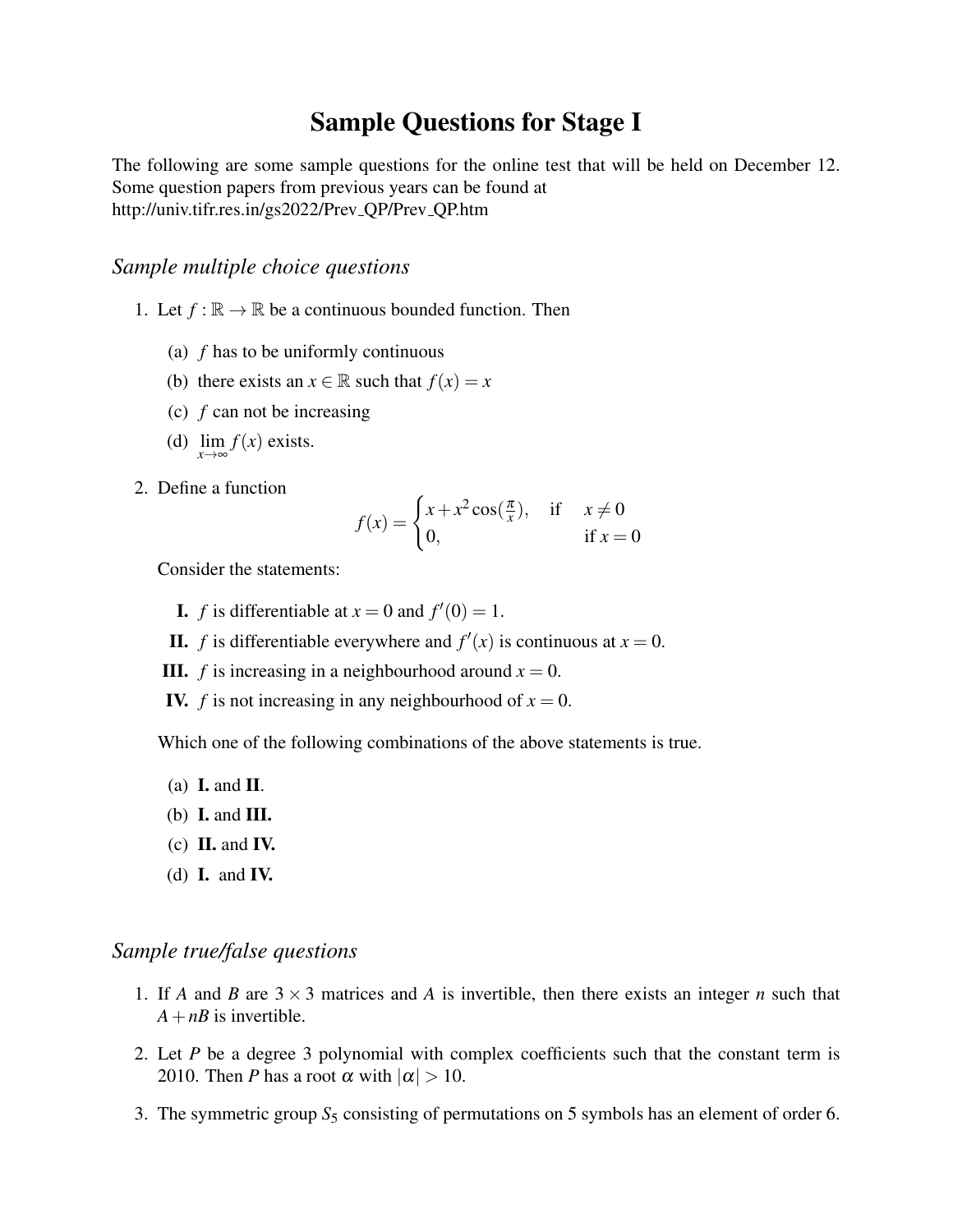# Sample Questions for Stage I

The following are some sample questions for the online test that will be held on December 12. Some question papers from previous years can be found at
http://univ.tifr.res.in/gs2022/Prev_QP/Prev_QP.htm

## *Sample multiple choice questions*

1. Let $f : \mathbb{R} \to \mathbb{R}$ be a continuous bounded function. Then

   (a) $f$ has to be uniformly continuous

   (b) there exists an $x \in \mathbb{R}$ such that $f(x) = x$

   (c) $f$ can not be increasing

   (d) $\lim_{x \to \infty} f(x)$ exists.

2. Define a function

$$f(x) = \begin{cases} x + x^2 \cos(\frac{\pi}{x}), & \text{if} \quad x \neq 0 \\ 0, & \text{if } x = 0 \end{cases}$$

   Consider the statements:

   **I.** $f$ is differentiable at $x = 0$ and $f'(0) = 1$.

   **II.** $f$ is differentiable everywhere and $f'(x)$ is continuous at $x = 0$.

   **III.** $f$ is increasing in a neighbourhood around $x = 0$.

   **IV.** $f$ is not increasing in any neighbourhood of $x = 0$.

   Which one of the following combinations of the above statements is true.

   (a) **I.** and **II**.

   (b) **I.** and **III.**

   (c) **II.** and **IV.**

   (d) **I.** and **IV.**

## *Sample true/false questions*

1. If $A$ and $B$ are $3 \times 3$ matrices and $A$ is invertible, then there exists an integer $n$ such that $A + nB$ is invertible.

2. Let $P$ be a degree 3 polynomial with complex coefficients such that the constant term is 2010. Then $P$ has a root $\alpha$ with $|\alpha| > 10$.

3. The symmetric group $S_5$ consisting of permutations on 5 symbols has an element of order 6.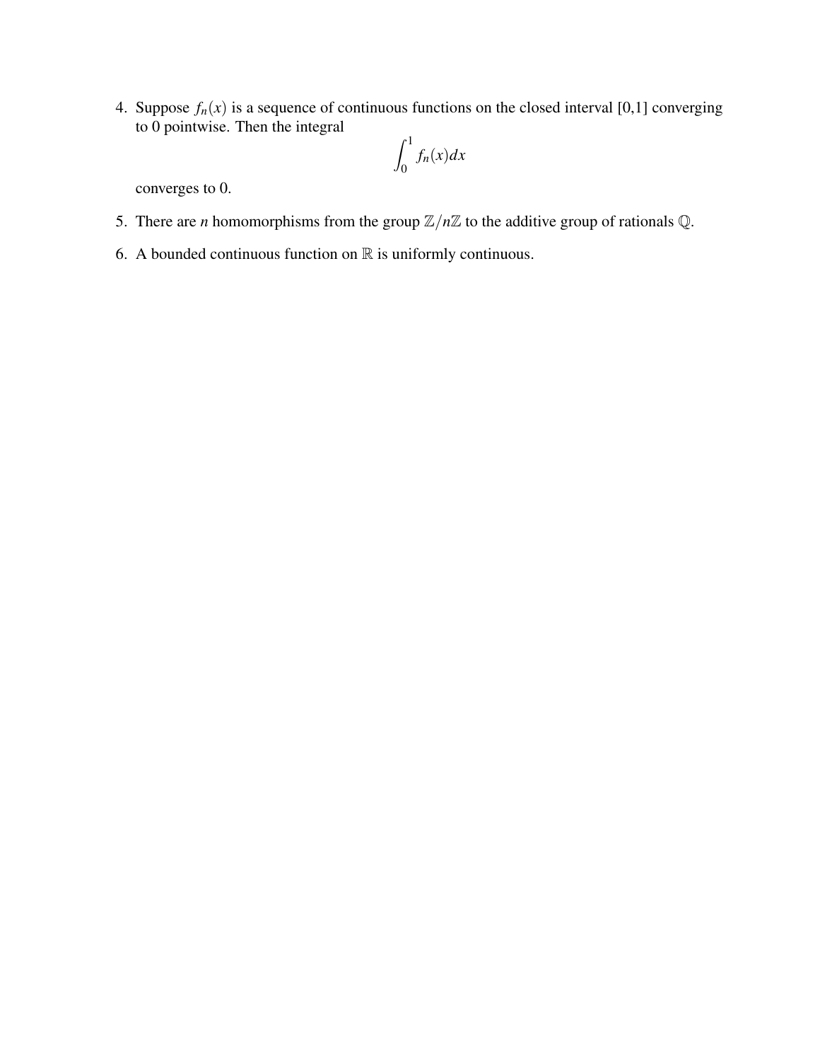4. Suppose $f_n(x)$ is a sequence of continuous functions on the closed interval [0,1] converging to 0 pointwise. Then the integral

$$\int_0^1 f_n(x)dx$$

converges to 0.

5. There are $n$ homomorphisms from the group $\mathbb{Z}/n\mathbb{Z}$ to the additive group of rationals $\mathbb{Q}$.

6. A bounded continuous function on $\mathbb{R}$ is uniformly continuous.